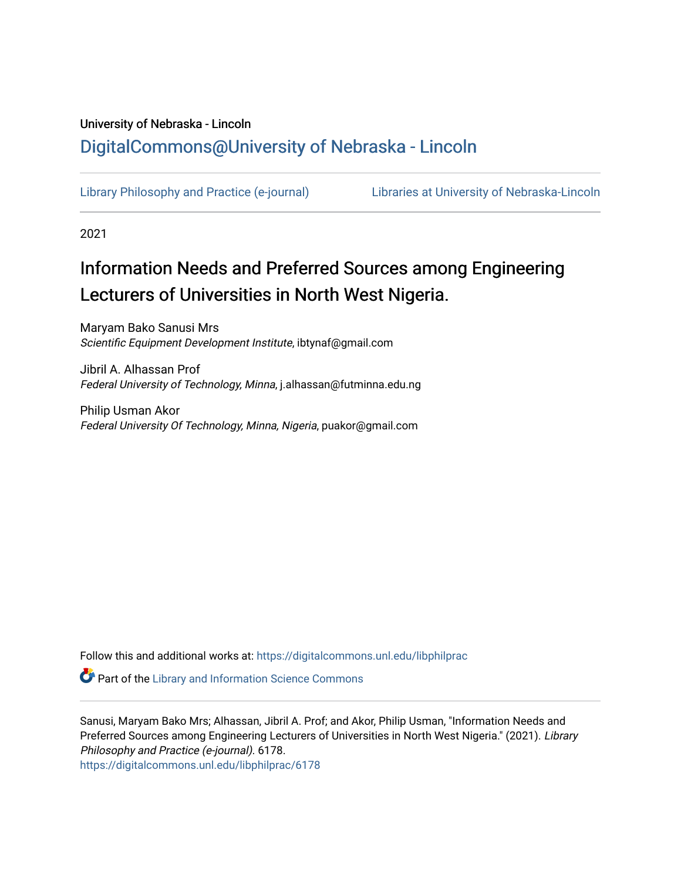University of Nebraska - Lincoln

## DigitalCommons@University of Nebraska - Lincoln

Library Philosophy and Practice (e-journal)　　　Libraries at University of Nebraska-Lincoln

2021

# Information Needs and Preferred Sources among Engineering Lecturers of Universities in North West Nigeria.

Maryam Bako Sanusi Mrs
*Scientific Equipment Development Institute*, ibtynaf@gmail.com

Jibril A. Alhassan Prof
*Federal University of Technology, Minna*, j.alhassan@futminna.edu.ng

Philip Usman Akor
*Federal University Of Technology, Minna, Nigeria*, puakor@gmail.com

Follow this and additional works at: https://digitalcommons.unl.edu/libphilprac

Part of the Library and Information Science Commons

Sanusi, Maryam Bako Mrs; Alhassan, Jibril A. Prof; and Akor, Philip Usman, "Information Needs and Preferred Sources among Engineering Lecturers of Universities in North West Nigeria." (2021). *Library Philosophy and Practice (e-journal)*. 6178.
https://digitalcommons.unl.edu/libphilprac/6178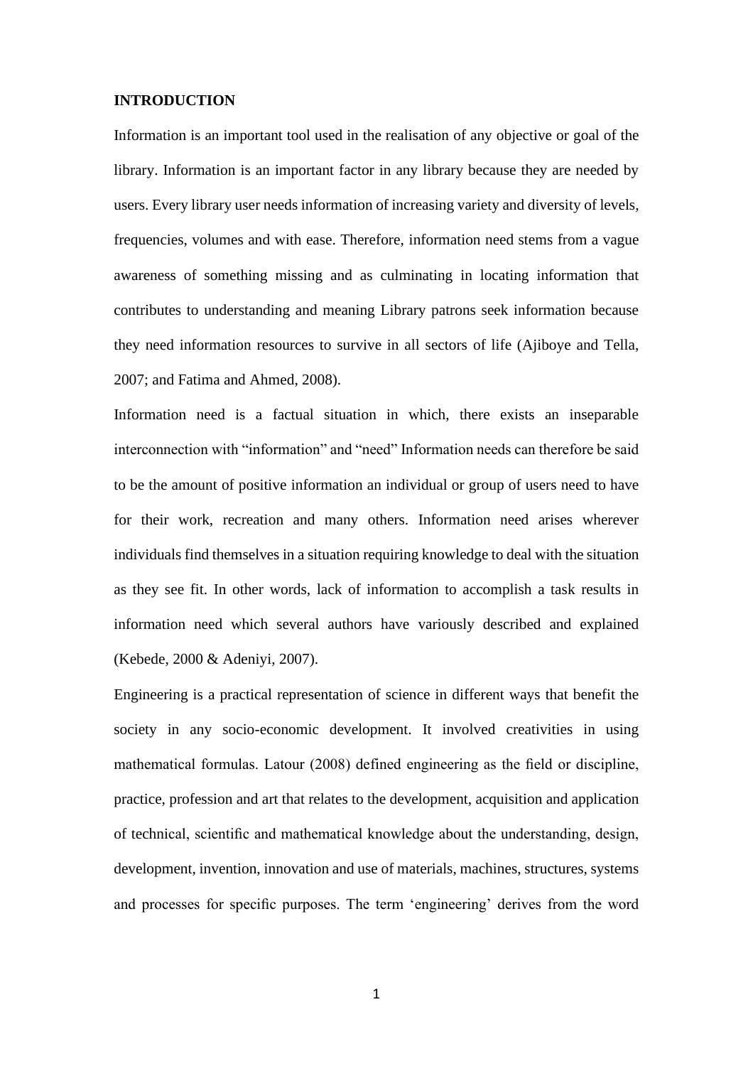**INTRODUCTION**

Information is an important tool used in the realisation of any objective or goal of the library. Information is an important factor in any library because they are needed by users. Every library user needs information of increasing variety and diversity of levels, frequencies, volumes and with ease. Therefore, information need stems from a vague awareness of something missing and as culminating in locating information that contributes to understanding and meaning Library patrons seek information because they need information resources to survive in all sectors of life (Ajiboye and Tella, 2007; and Fatima and Ahmed, 2008).

Information need is a factual situation in which, there exists an inseparable interconnection with "information" and "need" Information needs can therefore be said to be the amount of positive information an individual or group of users need to have for their work, recreation and many others. Information need arises wherever individuals find themselves in a situation requiring knowledge to deal with the situation as they see fit. In other words, lack of information to accomplish a task results in information need which several authors have variously described and explained (Kebede, 2000 & Adeniyi, 2007).

Engineering is a practical representation of science in different ways that benefit the society in any socio-economic development. It involved creativities in using mathematical formulas. Latour (2008) defined engineering as the field or discipline, practice, profession and art that relates to the development, acquisition and application of technical, scientific and mathematical knowledge about the understanding, design, development, invention, innovation and use of materials, machines, structures, systems and processes for specific purposes. The term 'engineering' derives from the word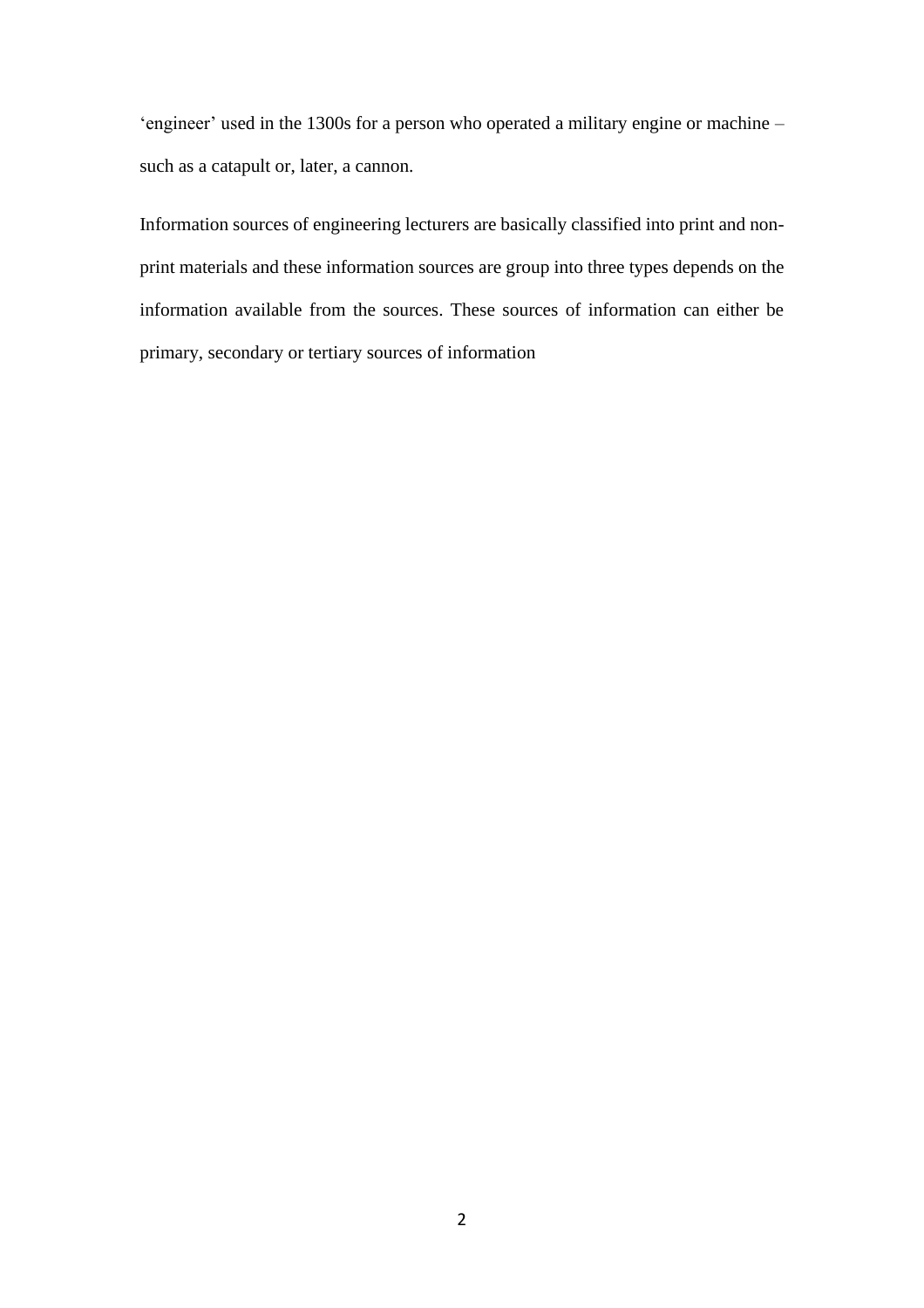'engineer' used in the 1300s for a person who operated a military engine or machine – such as a catapult or, later, a cannon.

Information sources of engineering lecturers are basically classified into print and non-print materials and these information sources are group into three types depends on the information available from the sources. These sources of information can either be primary, secondary or tertiary sources of information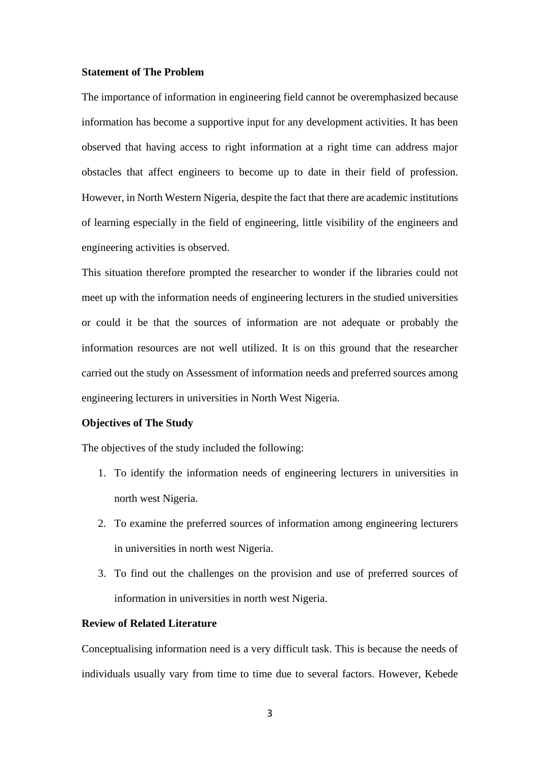**Statement of The Problem**

The importance of information in engineering field cannot be overemphasized because information has become a supportive input for any development activities. It has been observed that having access to right information at a right time can address major obstacles that affect engineers to become up to date in their field of profession. However, in North Western Nigeria, despite the fact that there are academic institutions of learning especially in the field of engineering, little visibility of the engineers and engineering activities is observed.

This situation therefore prompted the researcher to wonder if the libraries could not meet up with the information needs of engineering lecturers in the studied universities or could it be that the sources of information are not adequate or probably the information resources are not well utilized. It is on this ground that the researcher carried out the study on Assessment of information needs and preferred sources among engineering lecturers in universities in North West Nigeria.

**Objectives of The Study**

The objectives of the study included the following:

1. To identify the information needs of engineering lecturers in universities in north west Nigeria.
2. To examine the preferred sources of information among engineering lecturers in universities in north west Nigeria.
3. To find out the challenges on the provision and use of preferred sources of information in universities in north west Nigeria.

**Review of Related Literature**

Conceptualising information need is a very difficult task. This is because the needs of individuals usually vary from time to time due to several factors. However, Kebede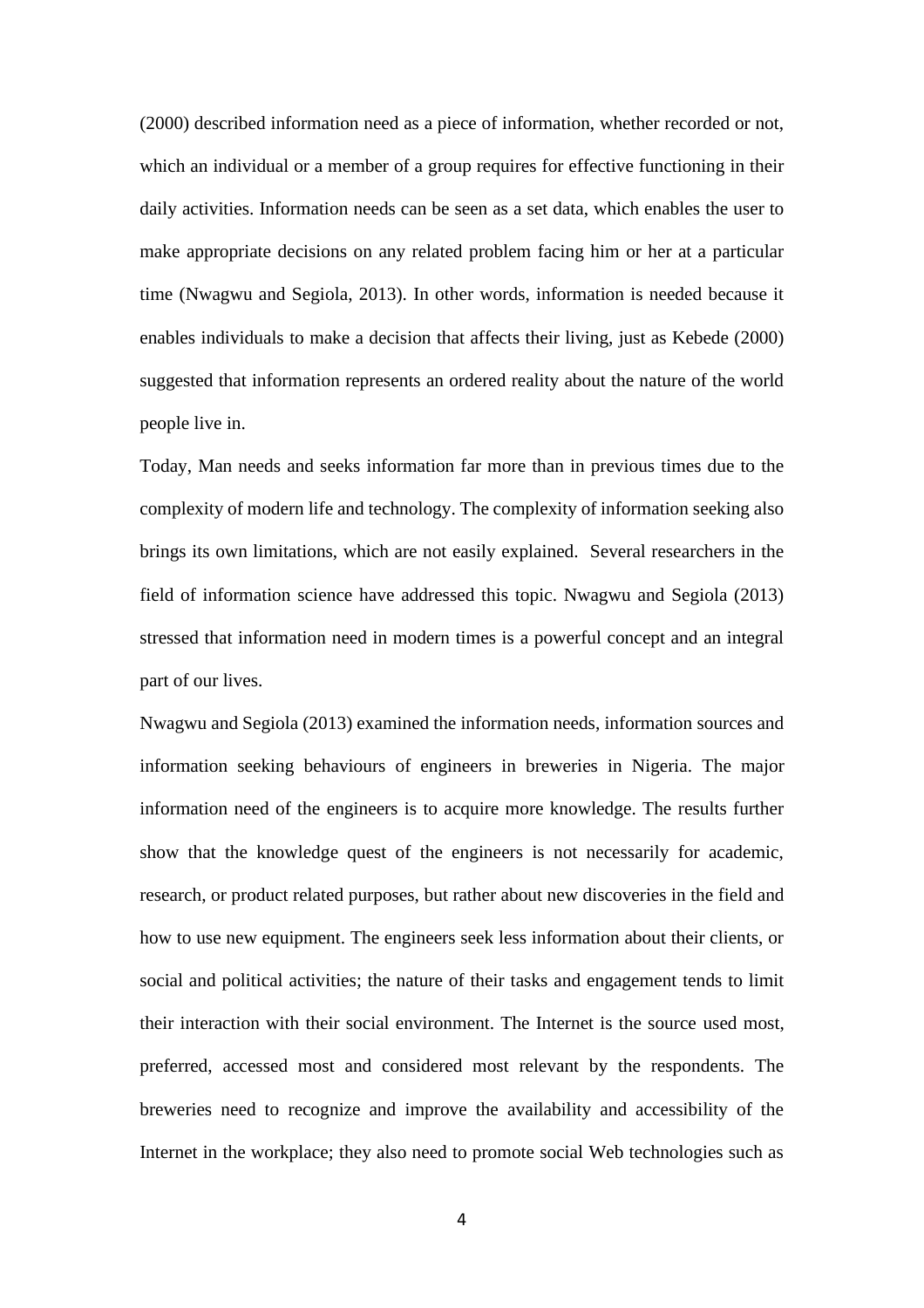(2000) described information need as a piece of information, whether recorded or not, which an individual or a member of a group requires for effective functioning in their daily activities. Information needs can be seen as a set data, which enables the user to make appropriate decisions on any related problem facing him or her at a particular time (Nwagwu and Segiola, 2013). In other words, information is needed because it enables individuals to make a decision that affects their living, just as Kebede (2000) suggested that information represents an ordered reality about the nature of the world people live in.

Today, Man needs and seeks information far more than in previous times due to the complexity of modern life and technology. The complexity of information seeking also brings its own limitations, which are not easily explained. Several researchers in the field of information science have addressed this topic. Nwagwu and Segiola (2013) stressed that information need in modern times is a powerful concept and an integral part of our lives.

Nwagwu and Segiola (2013) examined the information needs, information sources and information seeking behaviours of engineers in breweries in Nigeria. The major information need of the engineers is to acquire more knowledge. The results further show that the knowledge quest of the engineers is not necessarily for academic, research, or product related purposes, but rather about new discoveries in the field and how to use new equipment. The engineers seek less information about their clients, or social and political activities; the nature of their tasks and engagement tends to limit their interaction with their social environment. The Internet is the source used most, preferred, accessed most and considered most relevant by the respondents. The breweries need to recognize and improve the availability and accessibility of the Internet in the workplace; they also need to promote social Web technologies such as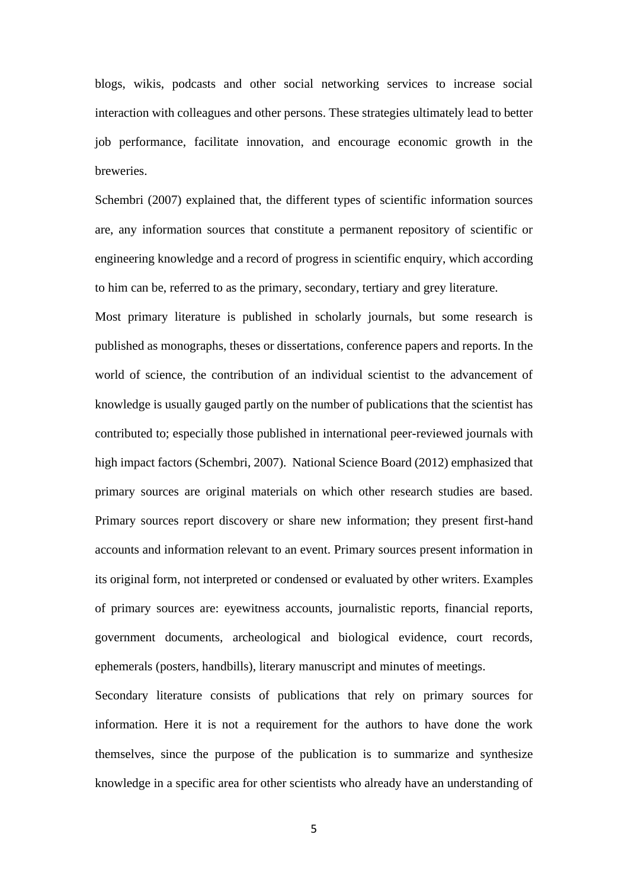blogs, wikis, podcasts and other social networking services to increase social interaction with colleagues and other persons. These strategies ultimately lead to better job performance, facilitate innovation, and encourage economic growth in the breweries.

Schembri (2007) explained that, the different types of scientific information sources are, any information sources that constitute a permanent repository of scientific or engineering knowledge and a record of progress in scientific enquiry, which according to him can be, referred to as the primary, secondary, tertiary and grey literature.

Most primary literature is published in scholarly journals, but some research is published as monographs, theses or dissertations, conference papers and reports. In the world of science, the contribution of an individual scientist to the advancement of knowledge is usually gauged partly on the number of publications that the scientist has contributed to; especially those published in international peer-reviewed journals with high impact factors (Schembri, 2007). National Science Board (2012) emphasized that primary sources are original materials on which other research studies are based. Primary sources report discovery or share new information; they present first-hand accounts and information relevant to an event. Primary sources present information in its original form, not interpreted or condensed or evaluated by other writers. Examples of primary sources are: eyewitness accounts, journalistic reports, financial reports, government documents, archeological and biological evidence, court records, ephemerals (posters, handbills), literary manuscript and minutes of meetings.

Secondary literature consists of publications that rely on primary sources for information. Here it is not a requirement for the authors to have done the work themselves, since the purpose of the publication is to summarize and synthesize knowledge in a specific area for other scientists who already have an understanding of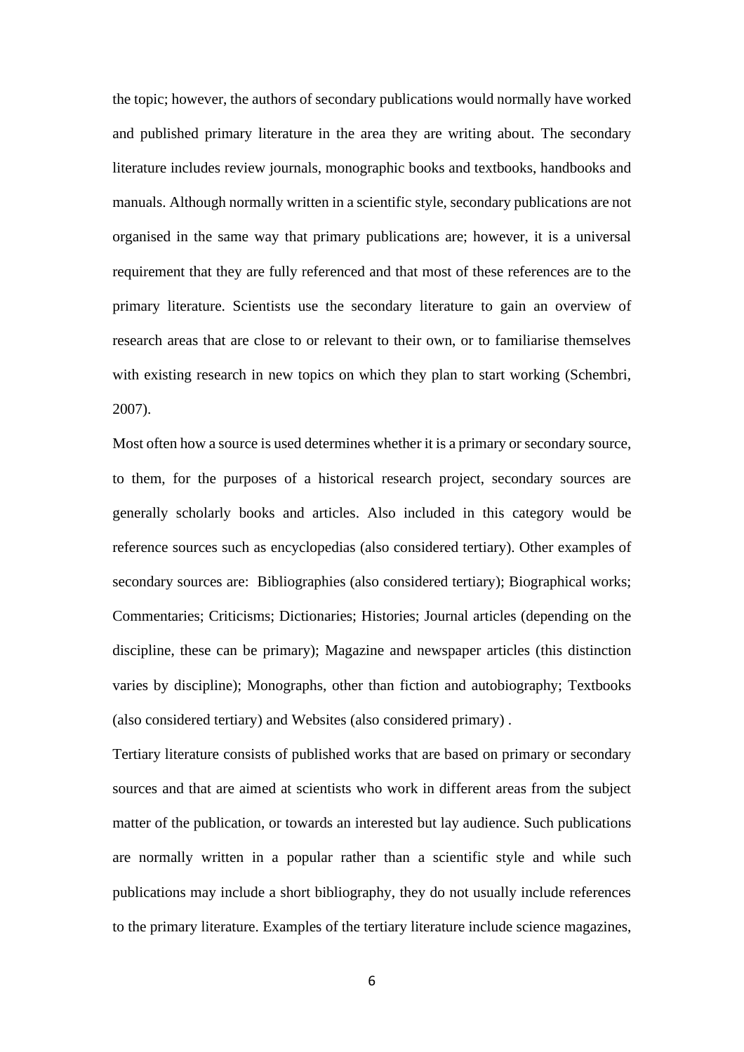the topic; however, the authors of secondary publications would normally have worked and published primary literature in the area they are writing about. The secondary literature includes review journals, monographic books and textbooks, handbooks and manuals. Although normally written in a scientific style, secondary publications are not organised in the same way that primary publications are; however, it is a universal requirement that they are fully referenced and that most of these references are to the primary literature. Scientists use the secondary literature to gain an overview of research areas that are close to or relevant to their own, or to familiarise themselves with existing research in new topics on which they plan to start working (Schembri, 2007).

Most often how a source is used determines whether it is a primary or secondary source, to them, for the purposes of a historical research project, secondary sources are generally scholarly books and articles. Also included in this category would be reference sources such as encyclopedias (also considered tertiary). Other examples of secondary sources are:  Bibliographies (also considered tertiary); Biographical works; Commentaries; Criticisms; Dictionaries; Histories; Journal articles (depending on the discipline, these can be primary); Magazine and newspaper articles (this distinction varies by discipline); Monographs, other than fiction and autobiography; Textbooks (also considered tertiary) and Websites (also considered primary) .

Tertiary literature consists of published works that are based on primary or secondary sources and that are aimed at scientists who work in different areas from the subject matter of the publication, or towards an interested but lay audience. Such publications are normally written in a popular rather than a scientific style and while such publications may include a short bibliography, they do not usually include references to the primary literature. Examples of the tertiary literature include science magazines,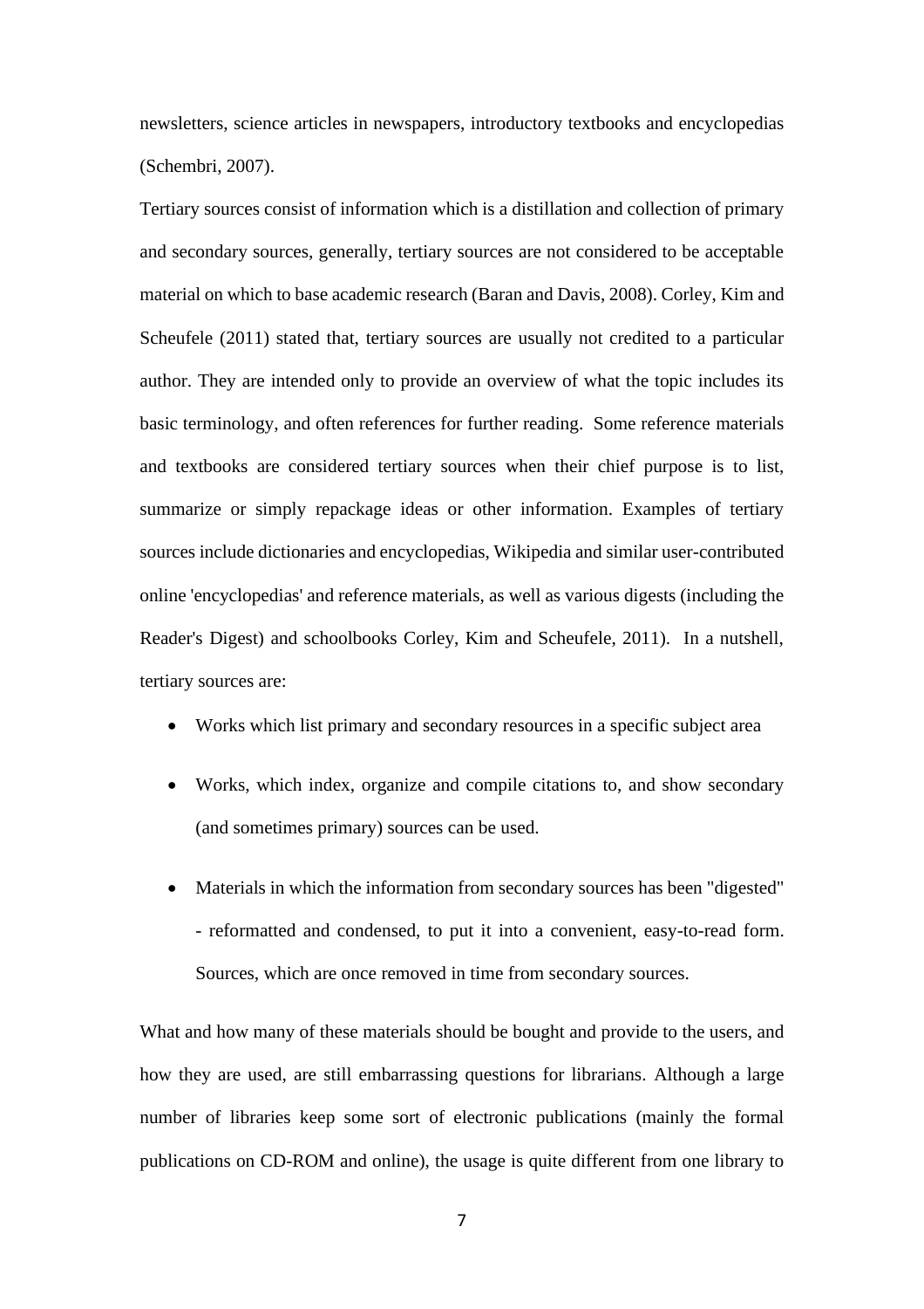newsletters, science articles in newspapers, introductory textbooks and encyclopedias (Schembri, 2007).

Tertiary sources consist of information which is a distillation and collection of primary and secondary sources, generally, tertiary sources are not considered to be acceptable material on which to base academic research (Baran and Davis, 2008). Corley, Kim and Scheufele (2011) stated that, tertiary sources are usually not credited to a particular author. They are intended only to provide an overview of what the topic includes its basic terminology, and often references for further reading. Some reference materials and textbooks are considered tertiary sources when their chief purpose is to list, summarize or simply repackage ideas or other information. Examples of tertiary sources include dictionaries and encyclopedias, Wikipedia and similar user-contributed online 'encyclopedias' and reference materials, as well as various digests (including the Reader's Digest) and schoolbooks Corley, Kim and Scheufele, 2011). In a nutshell, tertiary sources are:

- Works which list primary and secondary resources in a specific subject area
- Works, which index, organize and compile citations to, and show secondary (and sometimes primary) sources can be used.
- Materials in which the information from secondary sources has been "digested" - reformatted and condensed, to put it into a convenient, easy-to-read form. Sources, which are once removed in time from secondary sources.

What and how many of these materials should be bought and provide to the users, and how they are used, are still embarrassing questions for librarians. Although a large number of libraries keep some sort of electronic publications (mainly the formal publications on CD-ROM and online), the usage is quite different from one library to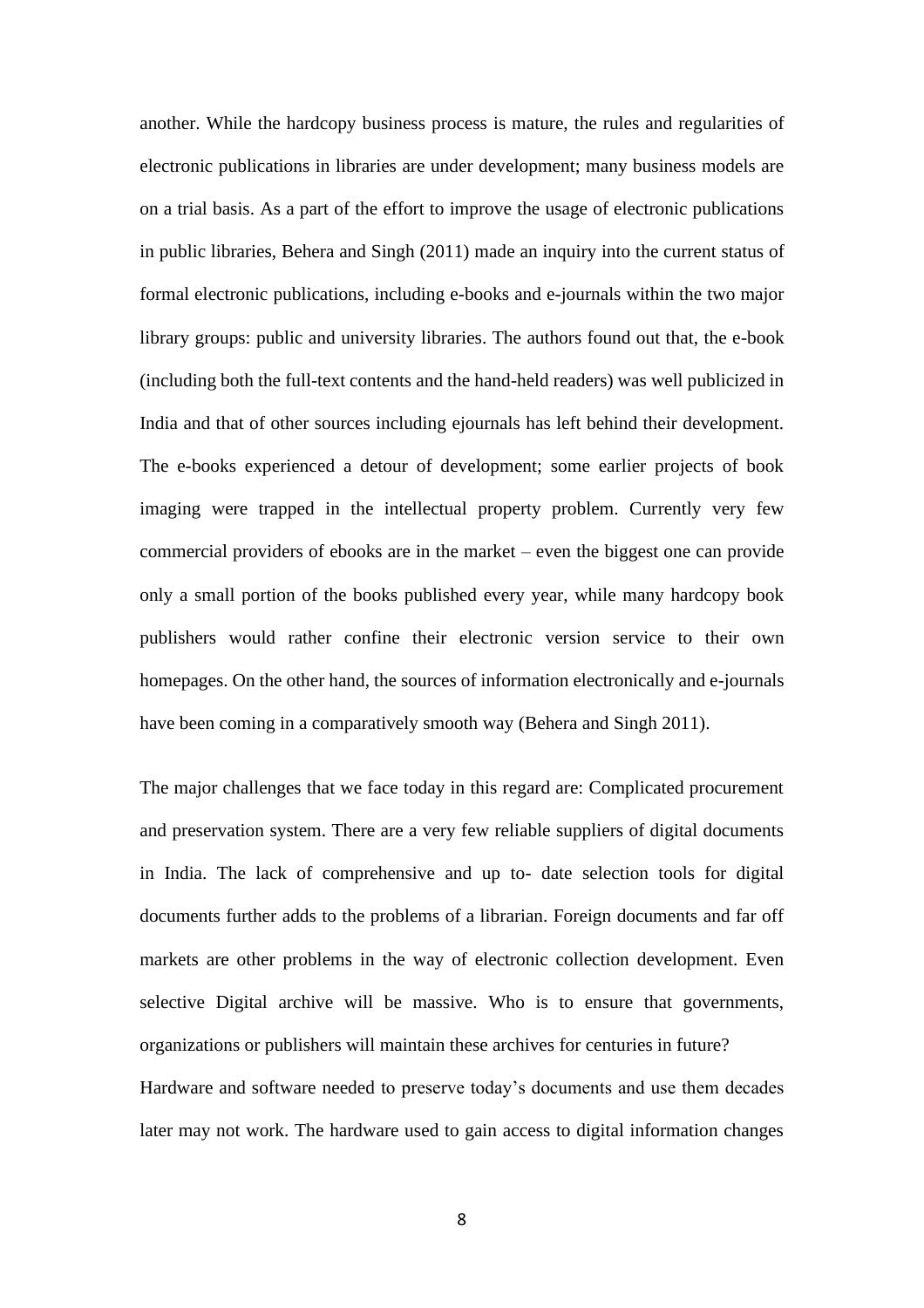another. While the hardcopy business process is mature, the rules and regularities of electronic publications in libraries are under development; many business models are on a trial basis. As a part of the effort to improve the usage of electronic publications in public libraries, Behera and Singh (2011) made an inquiry into the current status of formal electronic publications, including e-books and e-journals within the two major library groups: public and university libraries. The authors found out that, the e-book (including both the full-text contents and the hand-held readers) was well publicized in India and that of other sources including ejournals has left behind their development. The e-books experienced a detour of development; some earlier projects of book imaging were trapped in the intellectual property problem. Currently very few commercial providers of ebooks are in the market – even the biggest one can provide only a small portion of the books published every year, while many hardcopy book publishers would rather confine their electronic version service to their own homepages. On the other hand, the sources of information electronically and e-journals have been coming in a comparatively smooth way (Behera and Singh 2011).

The major challenges that we face today in this regard are: Complicated procurement and preservation system. There are a very few reliable suppliers of digital documents in India. The lack of comprehensive and up to- date selection tools for digital documents further adds to the problems of a librarian. Foreign documents and far off markets are other problems in the way of electronic collection development. Even selective Digital archive will be massive. Who is to ensure that governments, organizations or publishers will maintain these archives for centuries in future?

Hardware and software needed to preserve today's documents and use them decades later may not work. The hardware used to gain access to digital information changes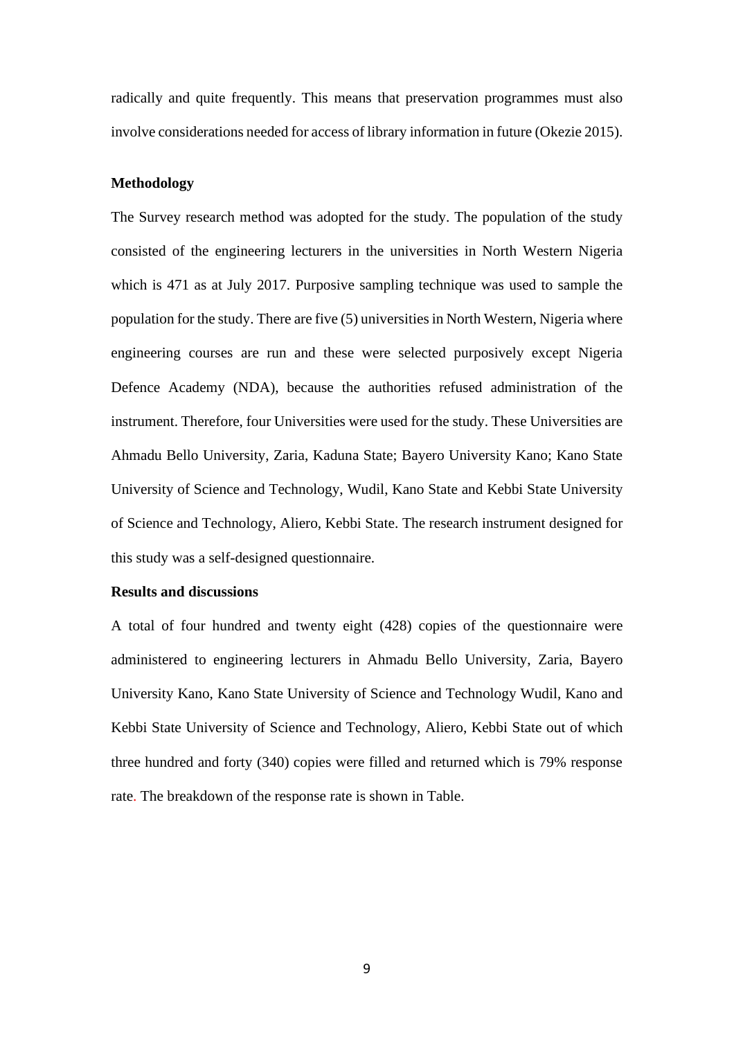radically and quite frequently. This means that preservation programmes must also involve considerations needed for access of library information in future (Okezie 2015).

### Methodology

The Survey research method was adopted for the study. The population of the study consisted of the engineering lecturers in the universities in North Western Nigeria which is 471 as at July 2017. Purposive sampling technique was used to sample the population for the study. There are five (5) universities in North Western, Nigeria where engineering courses are run and these were selected purposively except Nigeria Defence Academy (NDA), because the authorities refused administration of the instrument. Therefore, four Universities were used for the study. These Universities are Ahmadu Bello University, Zaria, Kaduna State; Bayero University Kano; Kano State University of Science and Technology, Wudil, Kano State and Kebbi State University of Science and Technology, Aliero, Kebbi State. The research instrument designed for this study was a self-designed questionnaire.

### Results and discussions

A total of four hundred and twenty eight (428) copies of the questionnaire were administered to engineering lecturers in Ahmadu Bello University, Zaria, Bayero University Kano, Kano State University of Science and Technology Wudil, Kano and Kebbi State University of Science and Technology, Aliero, Kebbi State out of which three hundred and forty (340) copies were filled and returned which is 79% response rate. The breakdown of the response rate is shown in Table.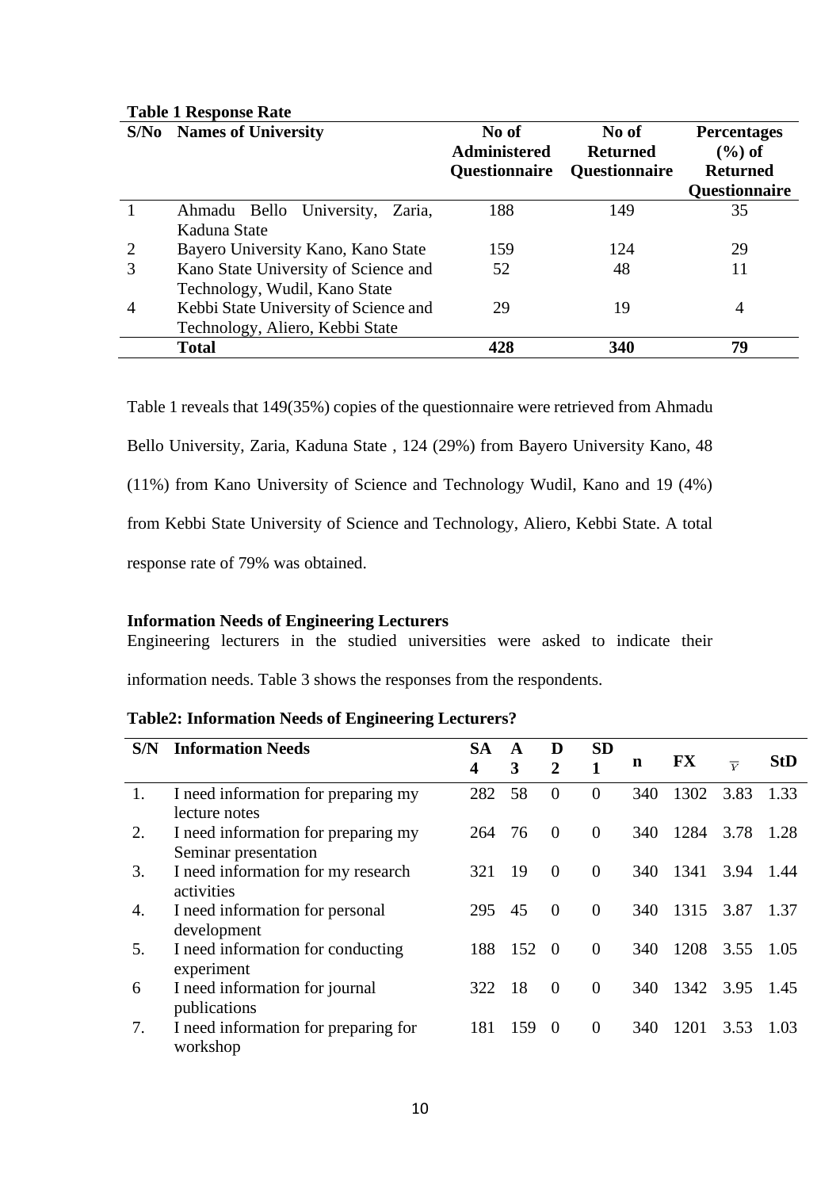**Table 1 Response Rate**

| S/No | Names of University | No of Administered Questionnaire | No of Returned Questionnaire | Percentages (%) of Returned Questionnaire |
|---|---|---|---|---|
| 1 | Ahmadu Bello University, Zaria, Kaduna State | 188 | 149 | 35 |
| 2 | Bayero University Kano, Kano State | 159 | 124 | 29 |
| 3 | Kano State University of Science and Technology, Wudil, Kano State | 52 | 48 | 11 |
| 4 | Kebbi State University of Science and Technology, Aliero, Kebbi State | 29 | 19 | 4 |
| | **Total** | **428** | **340** | **79** |

Table 1 reveals that 149(35%) copies of the questionnaire were retrieved from Ahmadu Bello University, Zaria, Kaduna State , 124 (29%) from Bayero University Kano, 48 (11%) from Kano University of Science and Technology Wudil, Kano and 19 (4%) from Kebbi State University of Science and Technology, Aliero, Kebbi State. A total response rate of 79% was obtained.

**Information Needs of Engineering Lecturers**

Engineering lecturers in the studied universities were asked to indicate their information needs. Table 3 shows the responses from the respondents.

**Table2: Information Needs of Engineering Lecturers?**

| S/N | Information Needs | SA 4 | A 3 | D 2 | SD 1 | n | FX | $\bar{Y}$ | StD |
|---|---|---|---|---|---|---|---|---|---|
| 1. | I need information for preparing my lecture notes | 282 | 58 | 0 | 0 | 340 | 1302 | 3.83 | 1.33 |
| 2. | I need information for preparing my Seminar presentation | 264 | 76 | 0 | 0 | 340 | 1284 | 3.78 | 1.28 |
| 3. | I need information for my research activities | 321 | 19 | 0 | 0 | 340 | 1341 | 3.94 | 1.44 |
| 4. | I need information for personal development | 295 | 45 | 0 | 0 | 340 | 1315 | 3.87 | 1.37 |
| 5. | I need information for conducting experiment | 188 | 152 | 0 | 0 | 340 | 1208 | 3.55 | 1.05 |
| 6 | I need information for journal publications | 322 | 18 | 0 | 0 | 340 | 1342 | 3.95 | 1.45 |
| 7. | I need information for preparing for workshop | 181 | 159 | 0 | 0 | 340 | 1201 | 3.53 | 1.03 |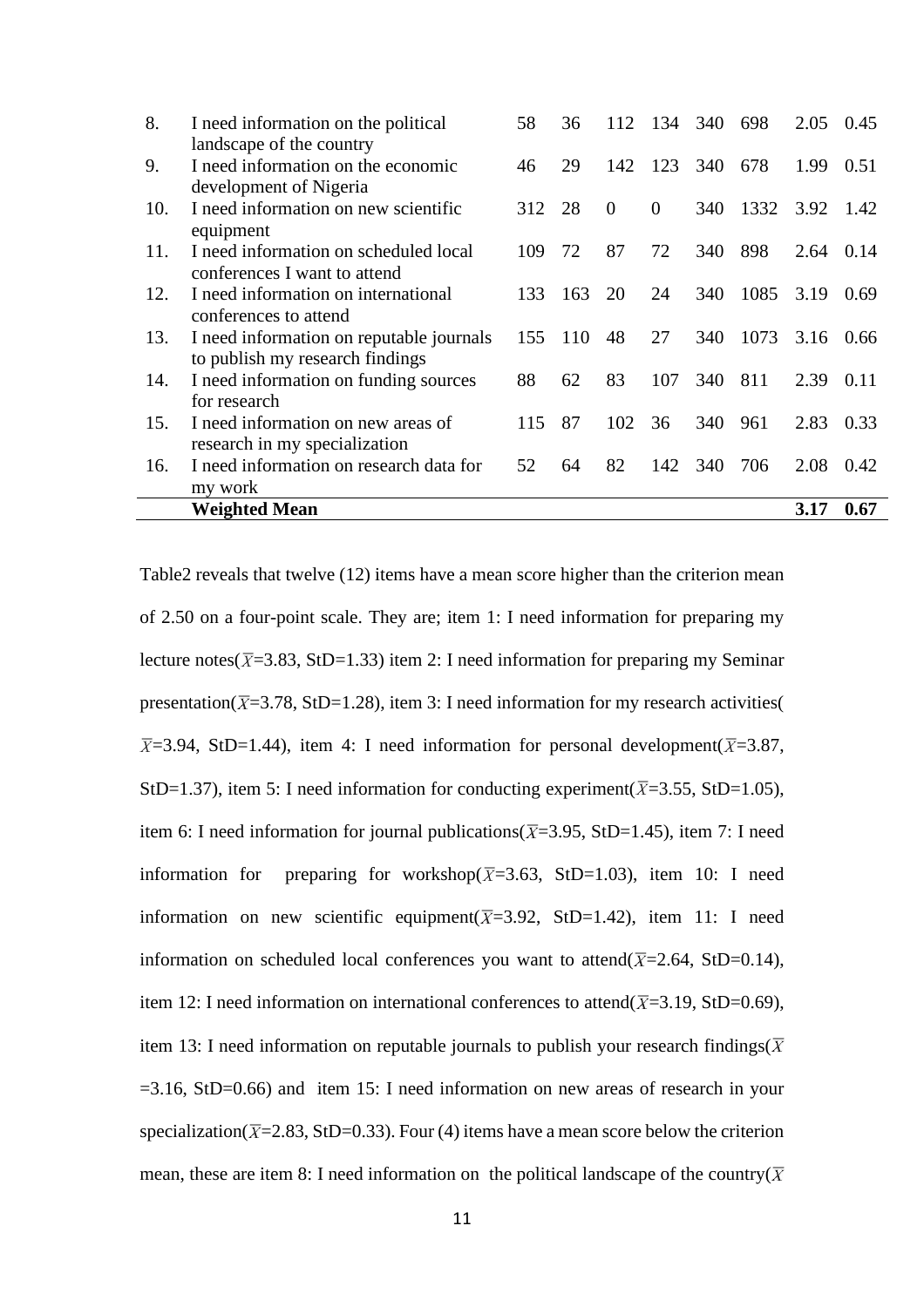| | | | | | | | | | |
|---|---|---|---|---|---|---|---|---|---|
| 8. | I need information on the political landscape of the country | 58 | 36 | 112 | 134 | 340 | 698 | 2.05 | 0.45 |
| 9. | I need information on the economic development of Nigeria | 46 | 29 | 142 | 123 | 340 | 678 | 1.99 | 0.51 |
| 10. | I need information on new scientific equipment | 312 | 28 | 0 | 0 | 340 | 1332 | 3.92 | 1.42 |
| 11. | I need information on scheduled local conferences I want to attend | 109 | 72 | 87 | 72 | 340 | 898 | 2.64 | 0.14 |
| 12. | I need information on international conferences to attend | 133 | 163 | 20 | 24 | 340 | 1085 | 3.19 | 0.69 |
| 13. | I need information on reputable journals to publish my research findings | 155 | 110 | 48 | 27 | 340 | 1073 | 3.16 | 0.66 |
| 14. | I need information on funding sources for research | 88 | 62 | 83 | 107 | 340 | 811 | 2.39 | 0.11 |
| 15. | I need information on new areas of research in my specialization | 115 | 87 | 102 | 36 | 340 | 961 | 2.83 | 0.33 |
| 16. | I need information on research data for my work | 52 | 64 | 82 | 142 | 340 | 706 | 2.08 | 0.42 |
| | **Weighted Mean** | | | | | | | **3.17** | **0.67** |

Table2 reveals that twelve (12) items have a mean score higher than the criterion mean of 2.50 on a four-point scale. They are; item 1: I need information for preparing my lecture notes($\overline{X}$=3.83, StD=1.33) item 2: I need information for preparing my Seminar presentation($\overline{X}$=3.78, StD=1.28), item 3: I need information for my research activities($\overline{X}$=3.94, StD=1.44), item 4: I need information for personal development($\overline{X}$=3.87, StD=1.37), item 5: I need information for conducting experiment($\overline{X}$=3.55, StD=1.05), item 6: I need information for journal publications($\overline{X}$=3.95, StD=1.45), item 7: I need information for preparing for workshop($\overline{X}$=3.63, StD=1.03), item 10: I need information on new scientific equipment($\overline{X}$=3.92, StD=1.42), item 11: I need information on scheduled local conferences you want to attend($\overline{X}$=2.64, StD=0.14), item 12: I need information on international conferences to attend($\overline{X}$=3.19, StD=0.69), item 13: I need information on reputable journals to publish your research findings($\overline{X}$=3.16, StD=0.66) and item 15: I need information on new areas of research in your specialization($\overline{X}$=2.83, StD=0.33). Four (4) items have a mean score below the criterion mean, these are item 8: I need information on the political landscape of the country($\overline{X}$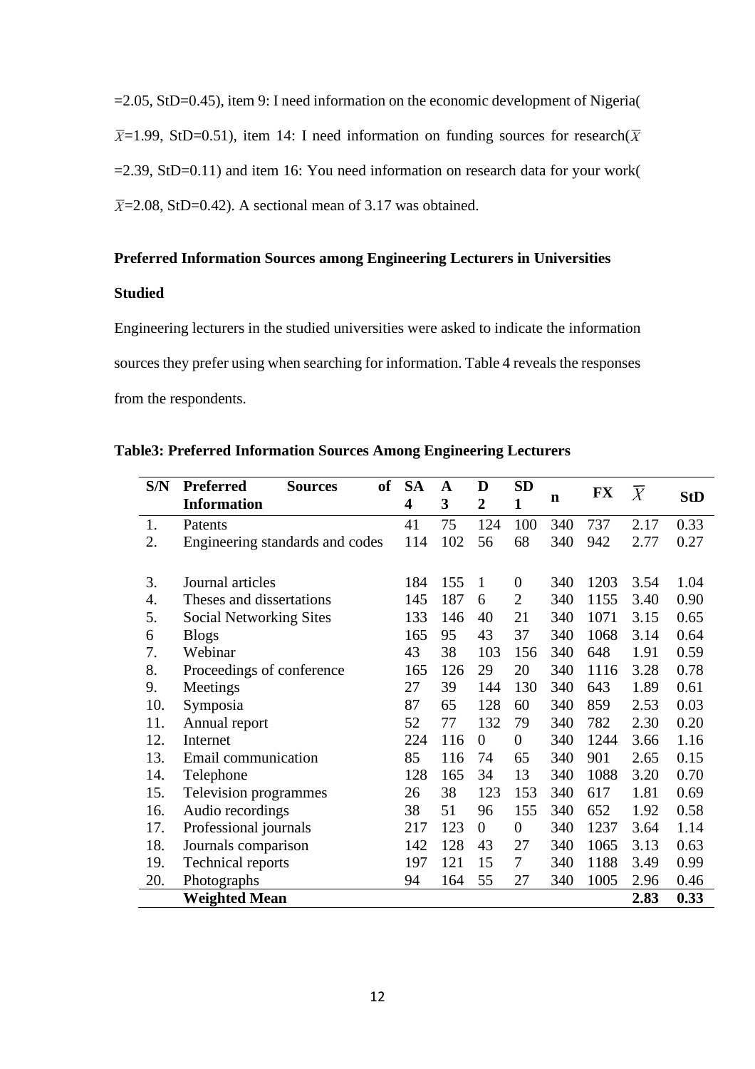=2.05, StD=0.45), item 9: I need information on the economic development of Nigeria( $\bar{X}$=1.99, StD=0.51), item 14: I need information on funding sources for research($\bar{X}$ =2.39, StD=0.11) and item 16: You need information on research data for your work( $\bar{X}$=2.08, StD=0.42). A sectional mean of 3.17 was obtained.

**Preferred Information Sources among Engineering Lecturers in Universities Studied**

Engineering lecturers in the studied universities were asked to indicate the information sources they prefer using when searching for information. Table 4 reveals the responses from the respondents.

**Table3: Preferred Information Sources Among Engineering Lecturers**

| S/N | Preferred Sources of Information | SA 4 | A 3 | D 2 | SD 1 | n | FX | $\bar{X}$ | StD |
|---|---|---|---|---|---|---|---|---|---|
| 1. | Patents | 41 | 75 | 124 | 100 | 340 | 737 | 2.17 | 0.33 |
| 2. | Engineering standards and codes | 114 | 102 | 56 | 68 | 340 | 942 | 2.77 | 0.27 |
| 3. | Journal articles | 184 | 155 | 1 | 0 | 340 | 1203 | 3.54 | 1.04 |
| 4. | Theses and dissertations | 145 | 187 | 6 | 2 | 340 | 1155 | 3.40 | 0.90 |
| 5. | Social Networking Sites | 133 | 146 | 40 | 21 | 340 | 1071 | 3.15 | 0.65 |
| 6 | Blogs | 165 | 95 | 43 | 37 | 340 | 1068 | 3.14 | 0.64 |
| 7. | Webinar | 43 | 38 | 103 | 156 | 340 | 648 | 1.91 | 0.59 |
| 8. | Proceedings of conference | 165 | 126 | 29 | 20 | 340 | 1116 | 3.28 | 0.78 |
| 9. | Meetings | 27 | 39 | 144 | 130 | 340 | 643 | 1.89 | 0.61 |
| 10. | Symposia | 87 | 65 | 128 | 60 | 340 | 859 | 2.53 | 0.03 |
| 11. | Annual report | 52 | 77 | 132 | 79 | 340 | 782 | 2.30 | 0.20 |
| 12. | Internet | 224 | 116 | 0 | 0 | 340 | 1244 | 3.66 | 1.16 |
| 13. | Email communication | 85 | 116 | 74 | 65 | 340 | 901 | 2.65 | 0.15 |
| 14. | Telephone | 128 | 165 | 34 | 13 | 340 | 1088 | 3.20 | 0.70 |
| 15. | Television programmes | 26 | 38 | 123 | 153 | 340 | 617 | 1.81 | 0.69 |
| 16. | Audio recordings | 38 | 51 | 96 | 155 | 340 | 652 | 1.92 | 0.58 |
| 17. | Professional journals | 217 | 123 | 0 | 0 | 340 | 1237 | 3.64 | 1.14 |
| 18. | Journals comparison | 142 | 128 | 43 | 27 | 340 | 1065 | 3.13 | 0.63 |
| 19. | Technical reports | 197 | 121 | 15 | 7 | 340 | 1188 | 3.49 | 0.99 |
| 20. | Photographs | 94 | 164 | 55 | 27 | 340 | 1005 | 2.96 | 0.46 |
| | **Weighted Mean** | | | | | | | **2.83** | **0.33** |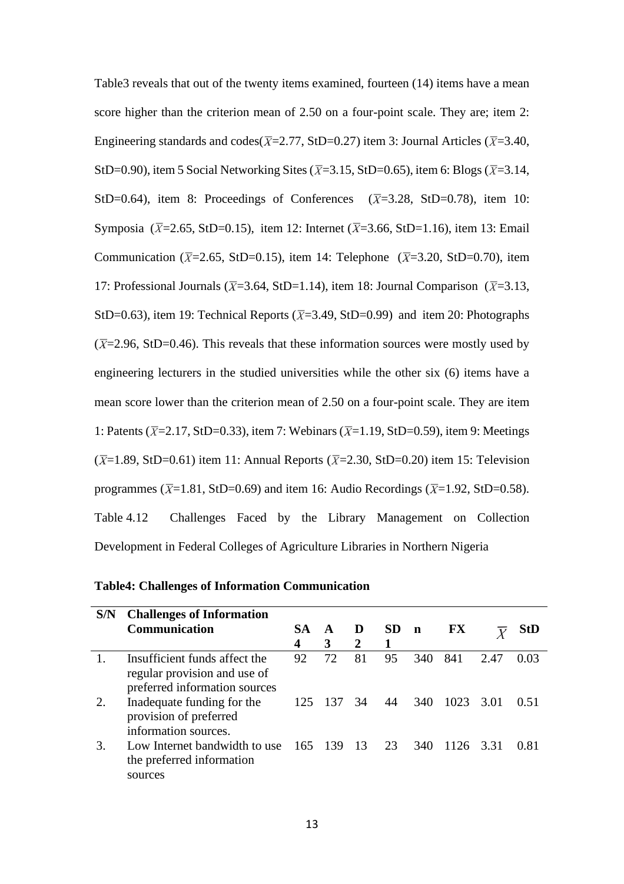Table3 reveals that out of the twenty items examined, fourteen (14) items have a mean score higher than the criterion mean of 2.50 on a four-point scale. They are; item 2: Engineering standards and codes($\overline{X}$=2.77, StD=0.27) item 3: Journal Articles ($\overline{X}$=3.40, StD=0.90), item 5 Social Networking Sites ($\overline{X}$=3.15, StD=0.65), item 6: Blogs ($\overline{X}$=3.14, StD=0.64), item 8: Proceedings of Conferences ($\overline{X}$=3.28, StD=0.78), item 10: Symposia ($\overline{X}$=2.65, StD=0.15), item 12: Internet ($\overline{X}$=3.66, StD=1.16), item 13: Email Communication ($\overline{X}$=2.65, StD=0.15), item 14: Telephone ($\overline{X}$=3.20, StD=0.70), item 17: Professional Journals ($\overline{X}$=3.64, StD=1.14), item 18: Journal Comparison ($\overline{X}$=3.13, StD=0.63), item 19: Technical Reports ($\overline{X}$=3.49, StD=0.99) and item 20: Photographs ($\overline{X}$=2.96, StD=0.46). This reveals that these information sources were mostly used by engineering lecturers in the studied universities while the other six (6) items have a mean score lower than the criterion mean of 2.50 on a four-point scale. They are item 1: Patents ($\overline{X}$=2.17, StD=0.33), item 7: Webinars ($\overline{X}$=1.19, StD=0.59), item 9: Meetings ($\overline{X}$=1.89, StD=0.61) item 11: Annual Reports ($\overline{X}$=2.30, StD=0.20) item 15: Television programmes ($\overline{X}$=1.81, StD=0.69) and item 16: Audio Recordings ($\overline{X}$=1.92, StD=0.58).

Table 4.12 Challenges Faced by the Library Management on Collection Development in Federal Colleges of Agriculture Libraries in Northern Nigeria

**Table4: Challenges of Information Communication**

| S/N | Challenges of Information Communication | SA 4 | A 3 | D 2 | SD 1 | n | FX | $\overline{X}$ | StD |
|---|---|---|---|---|---|---|---|---|---|
| 1. | Insufficient funds affect the regular provision and use of preferred information sources | 92 | 72 | 81 | 95 | 340 | 841 | 2.47 | 0.03 |
| 2. | Inadequate funding for the provision of preferred information sources. | 125 | 137 | 34 | 44 | 340 | 1023 | 3.01 | 0.51 |
| 3. | Low Internet bandwidth to use the preferred information sources | 165 | 139 | 13 | 23 | 340 | 1126 | 3.31 | 0.81 |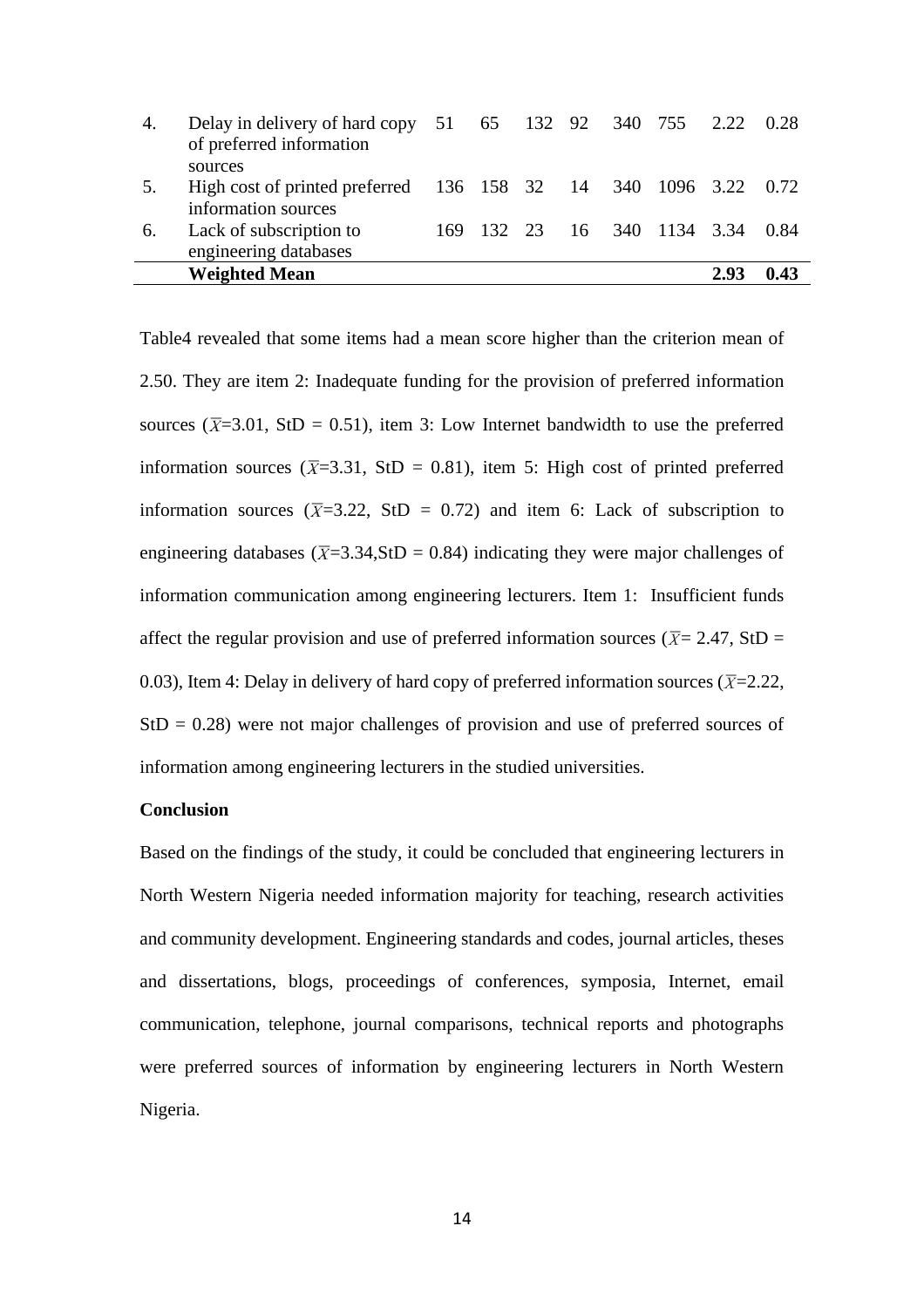| | | | | | | | | | |
|---|---|---|---|---|---|---|---|---|---|
| 4. | Delay in delivery of hard copy of preferred information sources | 51 | 65 | 132 | 92 | 340 | 755 | 2.22 | 0.28 |
| 5. | High cost of printed preferred information sources | 136 | 158 | 32 | 14 | 340 | 1096 | 3.22 | 0.72 |
| 6. | Lack of subscription to engineering databases | 169 | 132 | 23 | 16 | 340 | 1134 | 3.34 | 0.84 |
| | **Weighted Mean** | | | | | | | **2.93** | **0.43** |

Table4 revealed that some items had a mean score higher than the criterion mean of 2.50. They are item 2: Inadequate funding for the provision of preferred information sources ($\bar{X}$=3.01, StD = 0.51), item 3: Low Internet bandwidth to use the preferred information sources ($\bar{X}$=3.31, StD = 0.81), item 5: High cost of printed preferred information sources ($\bar{X}$=3.22, StD = 0.72) and item 6: Lack of subscription to engineering databases ($\bar{X}$=3.34,StD = 0.84) indicating they were major challenges of information communication among engineering lecturers. Item 1: Insufficient funds affect the regular provision and use of preferred information sources ($\bar{X}$= 2.47, StD = 0.03), Item 4: Delay in delivery of hard copy of preferred information sources ($\bar{X}$=2.22, StD = 0.28) were not major challenges of provision and use of preferred sources of information among engineering lecturers in the studied universities.

**Conclusion**

Based on the findings of the study, it could be concluded that engineering lecturers in North Western Nigeria needed information majority for teaching, research activities and community development. Engineering standards and codes, journal articles, theses and dissertations, blogs, proceedings of conferences, symposia, Internet, email communication, telephone, journal comparisons, technical reports and photographs were preferred sources of information by engineering lecturers in North Western Nigeria.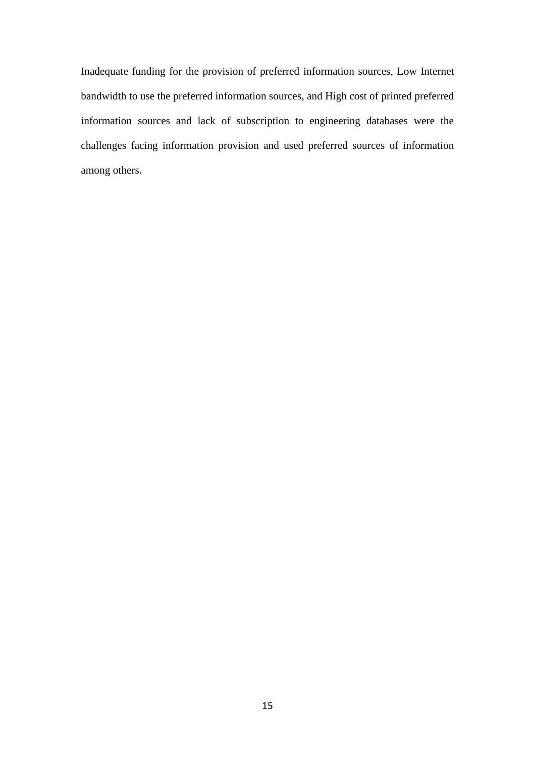Inadequate funding for the provision of preferred information sources, Low Internet bandwidth to use the preferred information sources, and High cost of printed preferred information sources and lack of subscription to engineering databases were the challenges facing information provision and used preferred sources of information among others.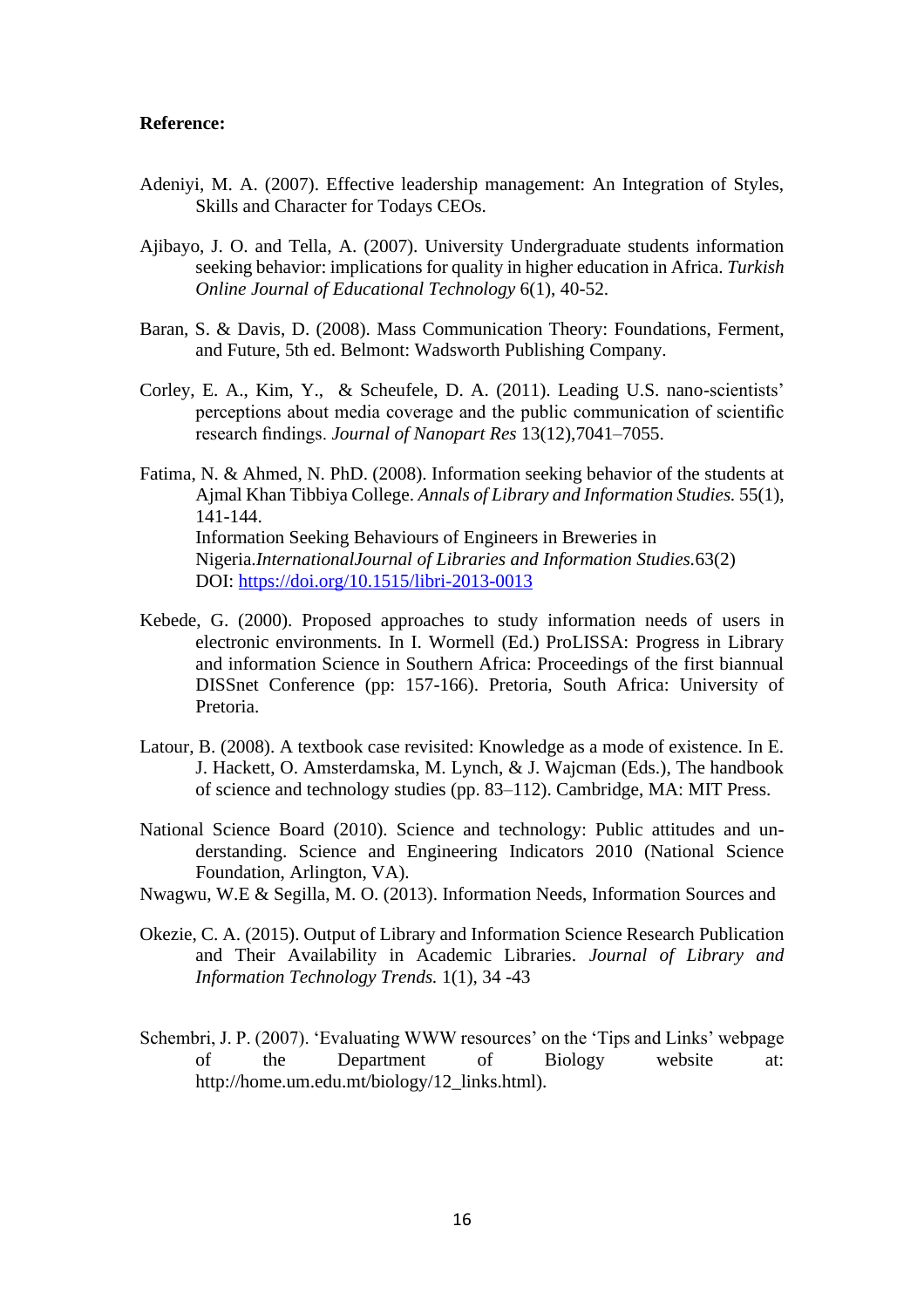**Reference:**

Adeniyi, M. A. (2007). Effective leadership management: An Integration of Styles, Skills and Character for Todays CEOs.

Ajibayo, J. O. and Tella, A. (2007). University Undergraduate students information seeking behavior: implications for quality in higher education in Africa. *Turkish Online Journal of Educational Technology* 6(1), 40-52.

Baran, S. & Davis, D. (2008). Mass Communication Theory: Foundations, Ferment, and Future, 5th ed. Belmont: Wadsworth Publishing Company.

Corley, E. A., Kim, Y., & Scheufele, D. A. (2011). Leading U.S. nano-scientists' perceptions about media coverage and the public communication of scientific research findings. *Journal of Nanopart Res* 13(12),7041–7055.

Fatima, N. & Ahmed, N. PhD. (2008). Information seeking behavior of the students at Ajmal Khan Tibbiya College. *Annals of Library and Information Studies.* 55(1), 141-144.
Information Seeking Behaviours of Engineers in Breweries in Nigeria.*InternationalJournal of Libraries and Information Studies.*63(2)
DOI: [https://doi.org/10.1515/libri-2013-0013](https://doi.org/10.1515/libri-2013-0013)

Kebede, G. (2000). Proposed approaches to study information needs of users in electronic environments. In I. Wormell (Ed.) ProLISSA: Progress in Library and information Science in Southern Africa: Proceedings of the first biannual DISSnet Conference (pp: 157-166). Pretoria, South Africa: University of Pretoria.

Latour, B. (2008). A textbook case revisited: Knowledge as a mode of existence. In E. J. Hackett, O. Amsterdamska, M. Lynch, & J. Wajcman (Eds.), The handbook of science and technology studies (pp. 83–112). Cambridge, MA: MIT Press.

National Science Board (2010). Science and technology: Public attitudes and un-derstanding. Science and Engineering Indicators 2010 (National Science Foundation, Arlington, VA).

Nwagwu, W.E & Segilla, M. O. (2013). Information Needs, Information Sources and

Okezie, C. A. (2015). Output of Library and Information Science Research Publication and Their Availability in Academic Libraries. *Journal of Library and Information Technology Trends.* 1(1), 34 -43

Schembri, J. P. (2007). 'Evaluating WWW resources' on the 'Tips and Links' webpage of the Department of Biology website at: http://home.um.edu.mt/biology/12_links.html).